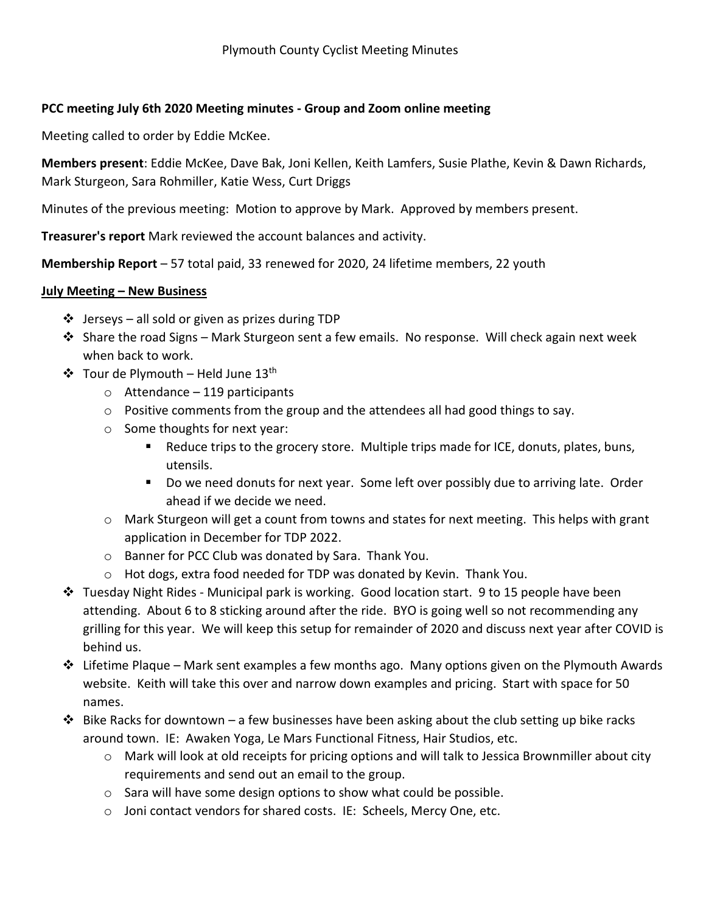Plymouth County Cyclist Meeting Minutes

**PCC meeting July 6th 2020 Meeting minutes - Group and Zoom online meeting**

Meeting called to order by Eddie McKee.

**Members present**: Eddie McKee, Dave Bak, Joni Kellen, Keith Lamfers, Susie Plathe, Kevin & Dawn Richards, Mark Sturgeon, Sara Rohmiller, Katie Wess, Curt Driggs

Minutes of the previous meeting: Motion to approve by Mark. Approved by members present.

**Treasurer's report** Mark reviewed the account balances and activity.

**Membership Report** – 57 total paid, 33 renewed for 2020, 24 lifetime members, 22 youth

**July Meeting – New Business**

- Jerseys – all sold or given as prizes during TDP
- Share the road Signs – Mark Sturgeon sent a few emails. No response. Will check again next week when back to work.
- Tour de Plymouth – Held June 13th
  - Attendance – 119 participants
  - Positive comments from the group and the attendees all had good things to say.
  - Some thoughts for next year:
    - Reduce trips to the grocery store. Multiple trips made for ICE, donuts, plates, buns, utensils.
    - Do we need donuts for next year. Some left over possibly due to arriving late. Order ahead if we decide we need.
  - Mark Sturgeon will get a count from towns and states for next meeting. This helps with grant application in December for TDP 2022.
  - Banner for PCC Club was donated by Sara. Thank You.
  - Hot dogs, extra food needed for TDP was donated by Kevin. Thank You.
- Tuesday Night Rides - Municipal park is working. Good location start. 9 to 15 people have been attending. About 6 to 8 sticking around after the ride. BYO is going well so not recommending any grilling for this year. We will keep this setup for remainder of 2020 and discuss next year after COVID is behind us.
- Lifetime Plaque – Mark sent examples a few months ago. Many options given on the Plymouth Awards website. Keith will take this over and narrow down examples and pricing. Start with space for 50 names.
- Bike Racks for downtown – a few businesses have been asking about the club setting up bike racks around town. IE: Awaken Yoga, Le Mars Functional Fitness, Hair Studios, etc.
  - Mark will look at old receipts for pricing options and will talk to Jessica Brownmiller about city requirements and send out an email to the group.
  - Sara will have some design options to show what could be possible.
  - Joni contact vendors for shared costs. IE: Scheels, Mercy One, etc.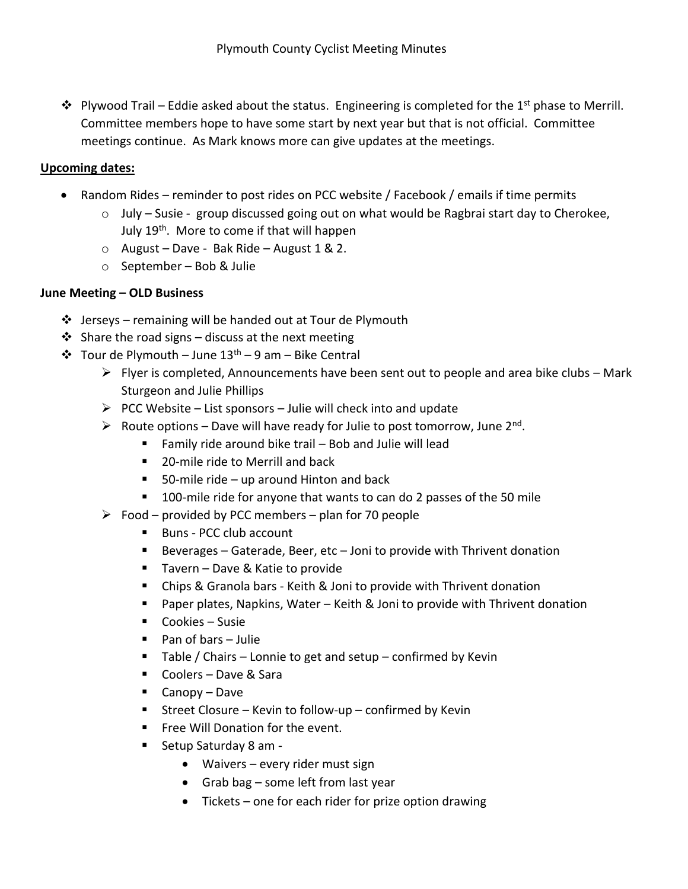Plymouth County Cyclist Meeting Minutes

- Plywood Trail – Eddie asked about the status. Engineering is completed for the 1st phase to Merrill. Committee members hope to have some start by next year but that is not official. Committee meetings continue. As Mark knows more can give updates at the meetings.

**Upcoming dates:**

- Random Rides – reminder to post rides on PCC website / Facebook / emails if time permits
  - July – Susie - group discussed going out on what would be Ragbrai start day to Cherokee, July 19th. More to come if that will happen
  - August – Dave - Bak Ride – August 1 & 2.
  - September – Bob & Julie

**June Meeting – OLD Business**

- Jerseys – remaining will be handed out at Tour de Plymouth
- Share the road signs – discuss at the next meeting
- Tour de Plymouth – June 13th – 9 am – Bike Central
  - Flyer is completed, Announcements have been sent out to people and area bike clubs – Mark Sturgeon and Julie Phillips
  - PCC Website – List sponsors – Julie will check into and update
  - Route options – Dave will have ready for Julie to post tomorrow, June 2nd.
    - Family ride around bike trail – Bob and Julie will lead
    - 20-mile ride to Merrill and back
    - 50-mile ride – up around Hinton and back
    - 100-mile ride for anyone that wants to can do 2 passes of the 50 mile
  - Food – provided by PCC members – plan for 70 people
    - Buns - PCC club account
    - Beverages – Gaterade, Beer, etc – Joni to provide with Thrivent donation
    - Tavern – Dave & Katie to provide
    - Chips & Granola bars - Keith & Joni to provide with Thrivent donation
    - Paper plates, Napkins, Water – Keith & Joni to provide with Thrivent donation
    - Cookies – Susie
    - Pan of bars – Julie
    - Table / Chairs – Lonnie to get and setup – confirmed by Kevin
    - Coolers – Dave & Sara
    - Canopy – Dave
    - Street Closure – Kevin to follow-up – confirmed by Kevin
    - Free Will Donation for the event.
    - Setup Saturday 8 am -
      - Waivers – every rider must sign
      - Grab bag – some left from last year
      - Tickets – one for each rider for prize option drawing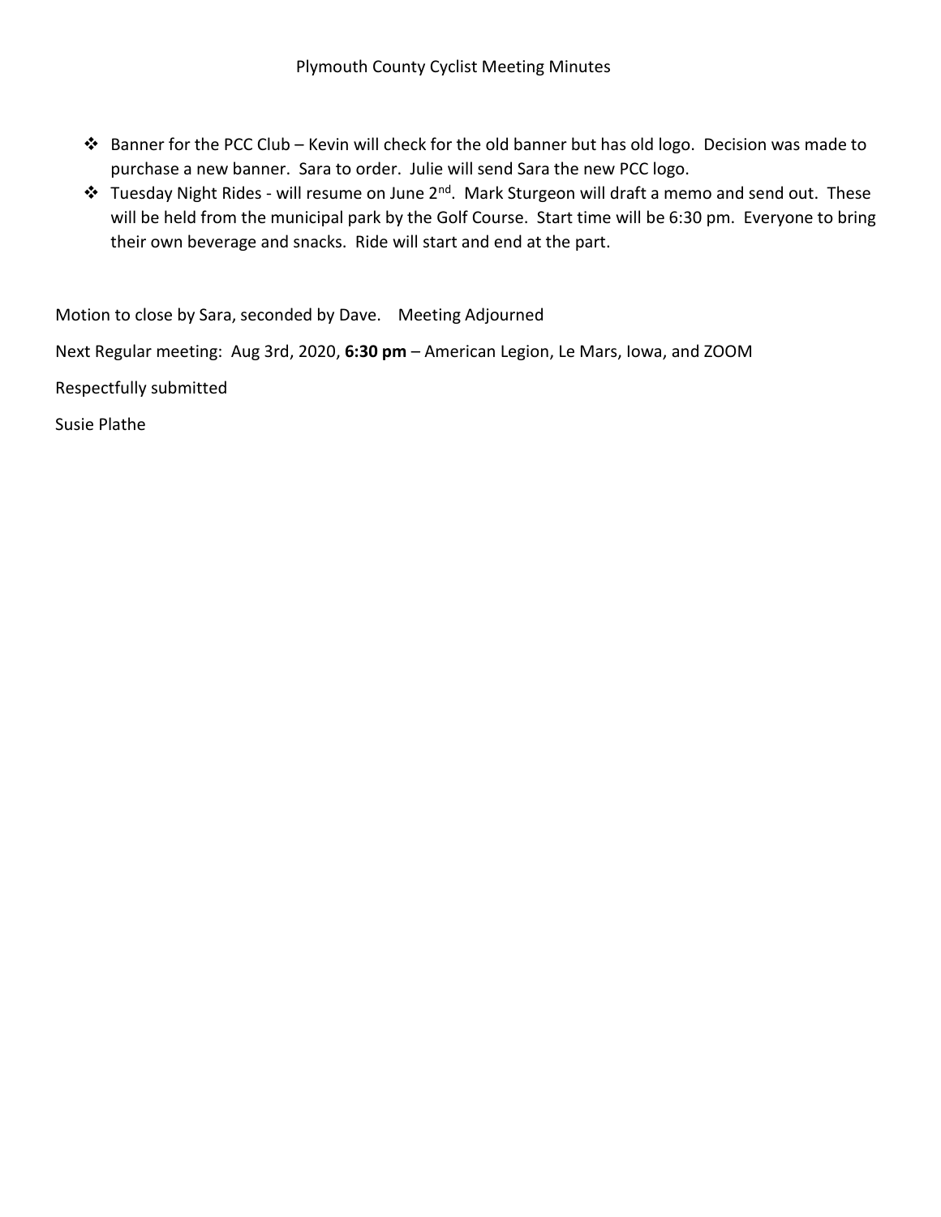Plymouth County Cyclist Meeting Minutes

- Banner for the PCC Club – Kevin will check for the old banner but has old logo. Decision was made to purchase a new banner. Sara to order. Julie will send Sara the new PCC logo.
- Tuesday Night Rides - will resume on June 2nd. Mark Sturgeon will draft a memo and send out. These will be held from the municipal park by the Golf Course. Start time will be 6:30 pm. Everyone to bring their own beverage and snacks. Ride will start and end at the part.

Motion to close by Sara, seconded by Dave. Meeting Adjourned

Next Regular meeting: Aug 3rd, 2020, **6:30 pm** – American Legion, Le Mars, Iowa, and ZOOM

Respectfully submitted

Susie Plathe